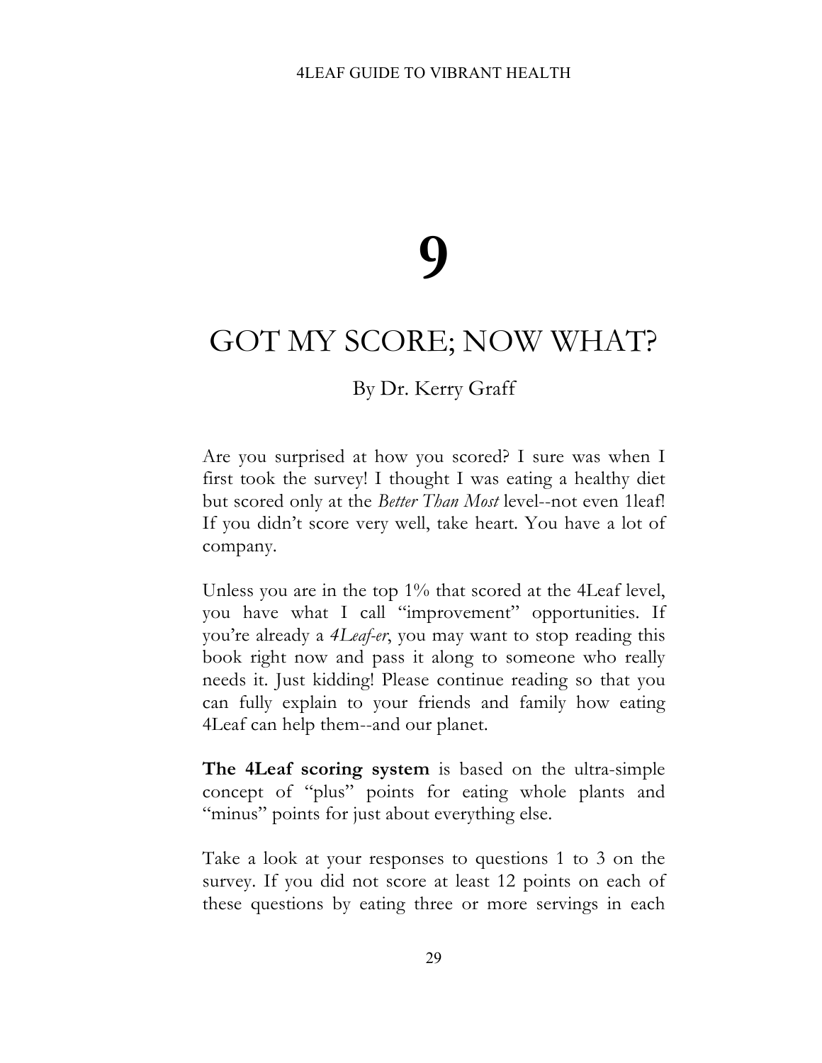# 9

# GOT MY SCORE; NOW WHAT?

By Dr. Kerry Graff

Are you surprised at how you scored? I sure was when I first took the survey! I thought I was eating a healthy diet but scored only at the *Better Than Most* level--not even 1leaf! If you didn't score very well, take heart. You have a lot of company.

Unless you are in the top 1% that scored at the 4Leaf level, you have what I call "improvement" opportunities. If you're already a *4Leaf-er*, you may want to stop reading this book right now and pass it along to someone who really needs it. Just kidding! Please continue reading so that you can fully explain to your friends and family how eating 4Leaf can help them--and our planet.

**The 4Leaf scoring system** is based on the ultra-simple concept of "plus" points for eating whole plants and "minus" points for just about everything else.

Take a look at your responses to questions 1 to 3 on the survey. If you did not score at least 12 points on each of these questions by eating three or more servings in each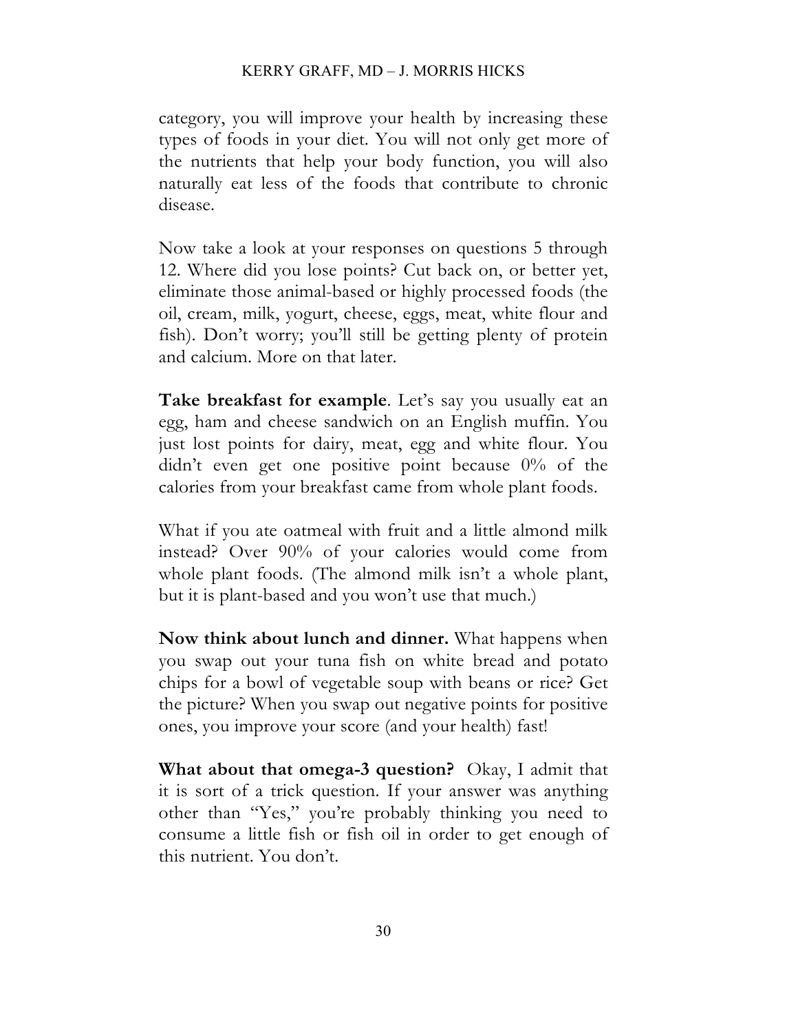category, you will improve your health by increasing these types of foods in your diet. You will not only get more of the nutrients that help your body function, you will also naturally eat less of the foods that contribute to chronic disease.

Now take a look at your responses on questions 5 through 12. Where did you lose points? Cut back on, or better yet, eliminate those animal-based or highly processed foods (the oil, cream, milk, yogurt, cheese, eggs, meat, white flour and fish). Don't worry; you'll still be getting plenty of protein and calcium. More on that later.

**Take breakfast for example**. Let's say you usually eat an egg, ham and cheese sandwich on an English muffin. You just lost points for dairy, meat, egg and white flour. You didn't even get one positive point because 0% of the calories from your breakfast came from whole plant foods.

What if you ate oatmeal with fruit and a little almond milk instead? Over 90% of your calories would come from whole plant foods. (The almond milk isn't a whole plant, but it is plant-based and you won't use that much.)

**Now think about lunch and dinner.** What happens when you swap out your tuna fish on white bread and potato chips for a bowl of vegetable soup with beans or rice? Get the picture? When you swap out negative points for positive ones, you improve your score (and your health) fast!

**What about that omega-3 question?** Okay, I admit that it is sort of a trick question. If your answer was anything other than "Yes," you're probably thinking you need to consume a little fish or fish oil in order to get enough of this nutrient. You don't.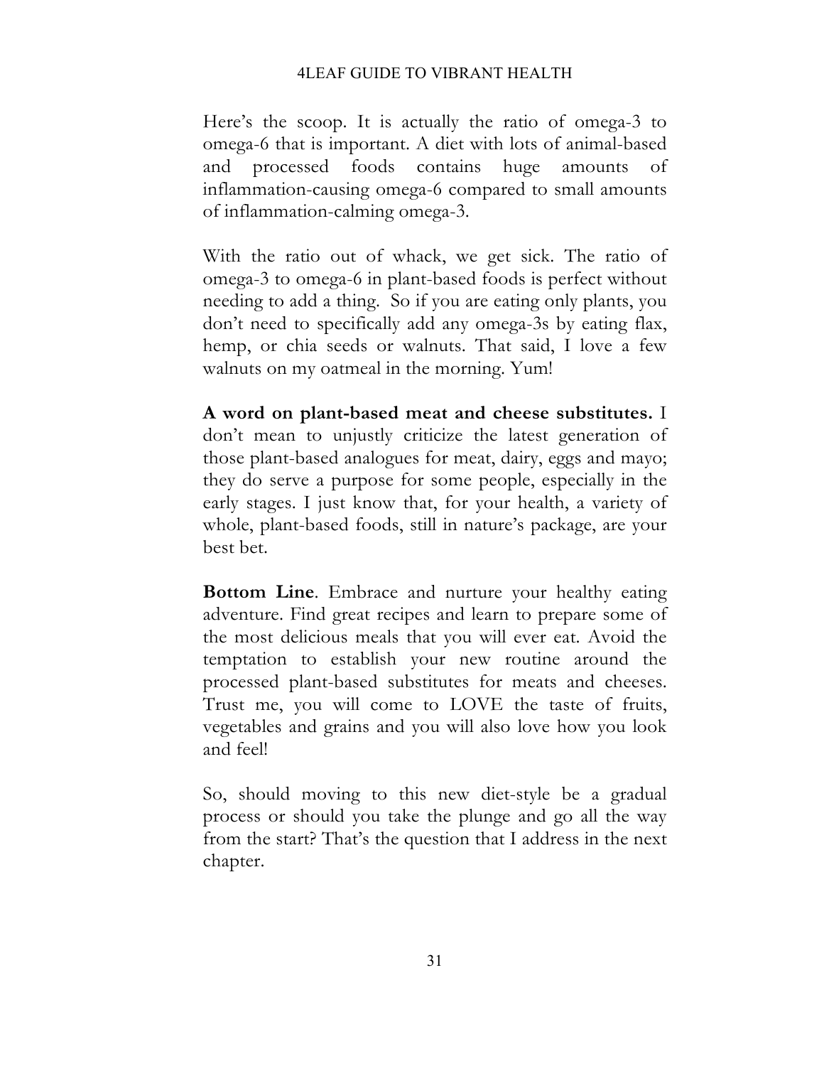Here's the scoop. It is actually the ratio of omega-3 to omega-6 that is important. A diet with lots of animal-based and processed foods contains huge amounts of inflammation-causing omega-6 compared to small amounts of inflammation-calming omega-3.

With the ratio out of whack, we get sick. The ratio of omega-3 to omega-6 in plant-based foods is perfect without needing to add a thing. So if you are eating only plants, you don't need to specifically add any omega-3s by eating flax, hemp, or chia seeds or walnuts. That said, I love a few walnuts on my oatmeal in the morning. Yum!

**A word on plant-based meat and cheese substitutes.** I don't mean to unjustly criticize the latest generation of those plant-based analogues for meat, dairy, eggs and mayo; they do serve a purpose for some people, especially in the early stages. I just know that, for your health, a variety of whole, plant-based foods, still in nature's package, are your best bet.

**Bottom Line**. Embrace and nurture your healthy eating adventure. Find great recipes and learn to prepare some of the most delicious meals that you will ever eat. Avoid the temptation to establish your new routine around the processed plant-based substitutes for meats and cheeses. Trust me, you will come to LOVE the taste of fruits, vegetables and grains and you will also love how you look and feel!

So, should moving to this new diet-style be a gradual process or should you take the plunge and go all the way from the start? That's the question that I address in the next chapter.